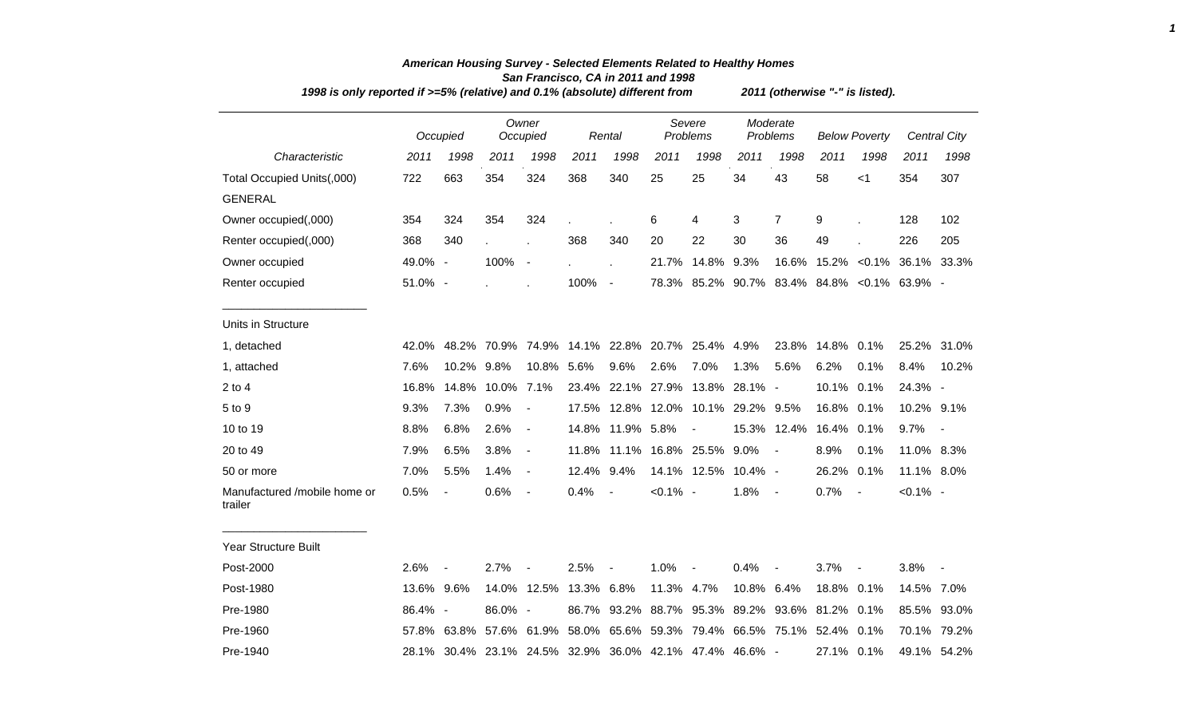# American Housing Survey - Selected Elements Related to Healthy Homes

## San Francisco, CA in 2011 and 1998

*1998 is only reported if >=5% (relative) and 0.1% (absolute) different from 2011 (otherwise "-" is listed).*

| Characteristic | Occupied | | Owner Occupied | | Rental | | Severe Problems | | Moderate Problems | | Below Poverty | | Central City | |
|---|---|---|---|---|---|---|---|---|---|---|---|---|---|---|
| | 2011 | 1998 | 2011 | 1998 | 2011 | 1998 | 2011 | 1998 | 2011 | 1998 | 2011 | 1998 | 2011 | 1998 |
| Total Occupied Units(,000) | 722 | 663 | 354 | 324 | 368 | 340 | 25 | 25 | 34 | 43 | 58 | <1 | 354 | 307 |
| GENERAL | | | | | | | | | | | | | | |
| Owner occupied(,000) | 354 | 324 | 354 | 324 | . | . | 6 | 4 | 3 | 7 | 9 | . | 128 | 102 |
| Renter occupied(,000) | 368 | 340 | . | . | 368 | 340 | 20 | 22 | 30 | 36 | 49 | . | 226 | 205 |
| Owner occupied | 49.0% | - | 100% | - | . | . | 21.7% | 14.8% | 9.3% | 16.6% | 15.2% | <0.1% | 36.1% | 33.3% |
| Renter occupied | 51.0% | - | . | . | 100% | - | 78.3% | 85.2% | 90.7% | 83.4% | 84.8% | <0.1% | 63.9% | - |
| Units in Structure | | | | | | | | | | | | | | |
| 1, detached | 42.0% | 48.2% | 70.9% | 74.9% | 14.1% | 22.8% | 20.7% | 25.4% | 4.9% | 23.8% | 14.8% | 0.1% | 25.2% | 31.0% |
| 1, attached | 7.6% | 10.2% | 9.8% | 10.8% | 5.6% | 9.6% | 2.6% | 7.0% | 1.3% | 5.6% | 6.2% | 0.1% | 8.4% | 10.2% |
| 2 to 4 | 16.8% | 14.8% | 10.0% | 7.1% | 23.4% | 22.1% | 27.9% | 13.8% | 28.1% | - | 10.1% | 0.1% | 24.3% | - |
| 5 to 9 | 9.3% | 7.3% | 0.9% | - | 17.5% | 12.8% | 12.0% | 10.1% | 29.2% | 9.5% | 16.8% | 0.1% | 10.2% | 9.1% |
| 10 to 19 | 8.8% | 6.8% | 2.6% | - | 14.8% | 11.9% | 5.8% | - | 15.3% | 12.4% | 16.4% | 0.1% | 9.7% | - |
| 20 to 49 | 7.9% | 6.5% | 3.8% | - | 11.8% | 11.1% | 16.8% | 25.5% | 9.0% | - | 8.9% | 0.1% | 11.0% | 8.3% |
| 50 or more | 7.0% | 5.5% | 1.4% | - | 12.4% | 9.4% | 14.1% | 12.5% | 10.4% | - | 26.2% | 0.1% | 11.1% | 8.0% |
| Manufactured /mobile home or trailer | 0.5% | - | 0.6% | - | 0.4% | - | <0.1% | - | 1.8% | - | 0.7% | - | <0.1% | - |
| Year Structure Built | | | | | | | | | | | | | | |
| Post-2000 | 2.6% | - | 2.7% | - | 2.5% | - | 1.0% | - | 0.4% | - | 3.7% | - | 3.8% | - |
| Post-1980 | 13.6% | 9.6% | 14.0% | 12.5% | 13.3% | 6.8% | 11.3% | 4.7% | 10.8% | 6.4% | 18.8% | 0.1% | 14.5% | 7.0% |
| Pre-1980 | 86.4% | - | 86.0% | - | 86.7% | 93.2% | 88.7% | 95.3% | 89.2% | 93.6% | 81.2% | 0.1% | 85.5% | 93.0% |
| Pre-1960 | 57.8% | 63.8% | 57.6% | 61.9% | 58.0% | 65.6% | 59.3% | 79.4% | 66.5% | 75.1% | 52.4% | 0.1% | 70.1% | 79.2% |
| Pre-1940 | 28.1% | 30.4% | 23.1% | 24.5% | 32.9% | 36.0% | 42.1% | 47.4% | 46.6% | - | 27.1% | 0.1% | 49.1% | 54.2% |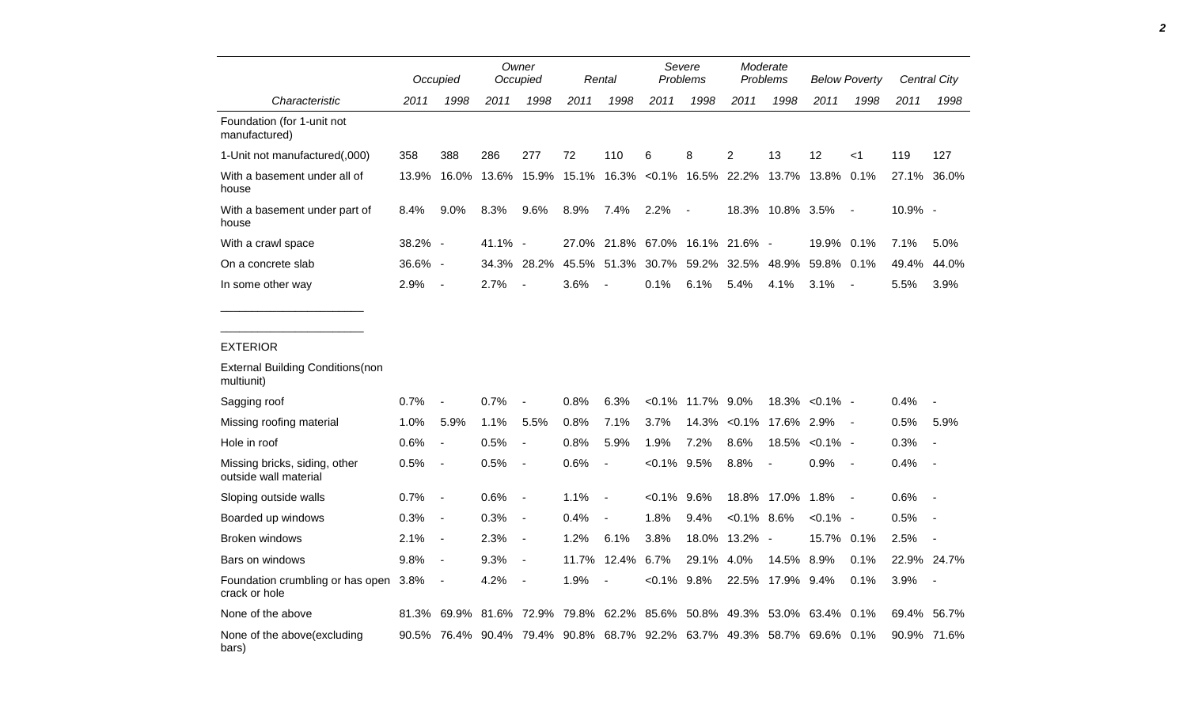| Characteristic | Occupied | | Owner Occupied | | Rental | | Severe Problems | | Moderate Problems | | Below Poverty | | Central City | |
|---|---|---|---|---|---|---|---|---|---|---|---|---|---|---|
| | 2011 | 1998 | 2011 | 1998 | 2011 | 1998 | 2011 | 1998 | 2011 | 1998 | 2011 | 1998 | 2011 | 1998 |
| Foundation (for 1-unit not manufactured) | | | | | | | | | | | | | | |
| 1-Unit not manufactured(,000) | 358 | 388 | 286 | 277 | 72 | 110 | 6 | 8 | 2 | 13 | 12 | <1 | 119 | 127 |
| With a basement under all of house | 13.9% | 16.0% | 13.6% | 15.9% | 15.1% | 16.3% | <0.1% | 16.5% | 22.2% | 13.7% | 13.8% | 0.1% | 27.1% | 36.0% |
| With a basement under part of house | 8.4% | 9.0% | 8.3% | 9.6% | 8.9% | 7.4% | 2.2% | - | 18.3% | 10.8% | 3.5% | - | 10.9% | - |
| With a crawl space | 38.2% | - | 41.1% | - | 27.0% | 21.8% | 67.0% | 16.1% | 21.6% | - | 19.9% | 0.1% | 7.1% | 5.0% |
| On a concrete slab | 36.6% | - | 34.3% | 28.2% | 45.5% | 51.3% | 30.7% | 59.2% | 32.5% | 48.9% | 59.8% | 0.1% | 49.4% | 44.0% |
| In some other way | 2.9% | - | 2.7% | - | 3.6% | - | 0.1% | 6.1% | 5.4% | 4.1% | 3.1% | - | 5.5% | 3.9% |

______________________

______________________

| Characteristic | Occupied | | Owner Occupied | | Rental | | Severe Problems | | Moderate Problems | | Below Poverty | | Central City | |
|---|---|---|---|---|---|---|---|---|---|---|---|---|---|---|
| EXTERIOR | | | | | | | | | | | | | | |
| External Building Conditions(non multiunit) | | | | | | | | | | | | | | |
| Sagging roof | 0.7% | - | 0.7% | - | 0.8% | 6.3% | <0.1% | 11.7% | 9.0% | 18.3% | <0.1% | - | 0.4% | - |
| Missing roofing material | 1.0% | 5.9% | 1.1% | 5.5% | 0.8% | 7.1% | 3.7% | 14.3% | <0.1% | 17.6% | 2.9% | - | 0.5% | 5.9% |
| Hole in roof | 0.6% | - | 0.5% | - | 0.8% | 5.9% | 1.9% | 7.2% | 8.6% | 18.5% | <0.1% | - | 0.3% | - |
| Missing bricks, siding, other outside wall material | 0.5% | - | 0.5% | - | 0.6% | - | <0.1% | 9.5% | 8.8% | - | 0.9% | - | 0.4% | - |
| Sloping outside walls | 0.7% | - | 0.6% | - | 1.1% | - | <0.1% | 9.6% | 18.8% | 17.0% | 1.8% | - | 0.6% | - |
| Boarded up windows | 0.3% | - | 0.3% | - | 0.4% | - | 1.8% | 9.4% | <0.1% | 8.6% | <0.1% | - | 0.5% | - |
| Broken windows | 2.1% | - | 2.3% | - | 1.2% | 6.1% | 3.8% | 18.0% | 13.2% | - | 15.7% | 0.1% | 2.5% | - |
| Bars on windows | 9.8% | - | 9.3% | - | 11.7% | 12.4% | 6.7% | 29.1% | 4.0% | 14.5% | 8.9% | 0.1% | 22.9% | 24.7% |
| Foundation crumbling or has open crack or hole | 3.8% | - | 4.2% | - | 1.9% | - | <0.1% | 9.8% | 22.5% | 17.9% | 9.4% | 0.1% | 3.9% | - |
| None of the above | 81.3% | 69.9% | 81.6% | 72.9% | 79.8% | 62.2% | 85.6% | 50.8% | 49.3% | 53.0% | 63.4% | 0.1% | 69.4% | 56.7% |
| None of the above(excluding bars) | 90.5% | 76.4% | 90.4% | 79.4% | 90.8% | 68.7% | 92.2% | 63.7% | 49.3% | 58.7% | 69.6% | 0.1% | 90.9% | 71.6% |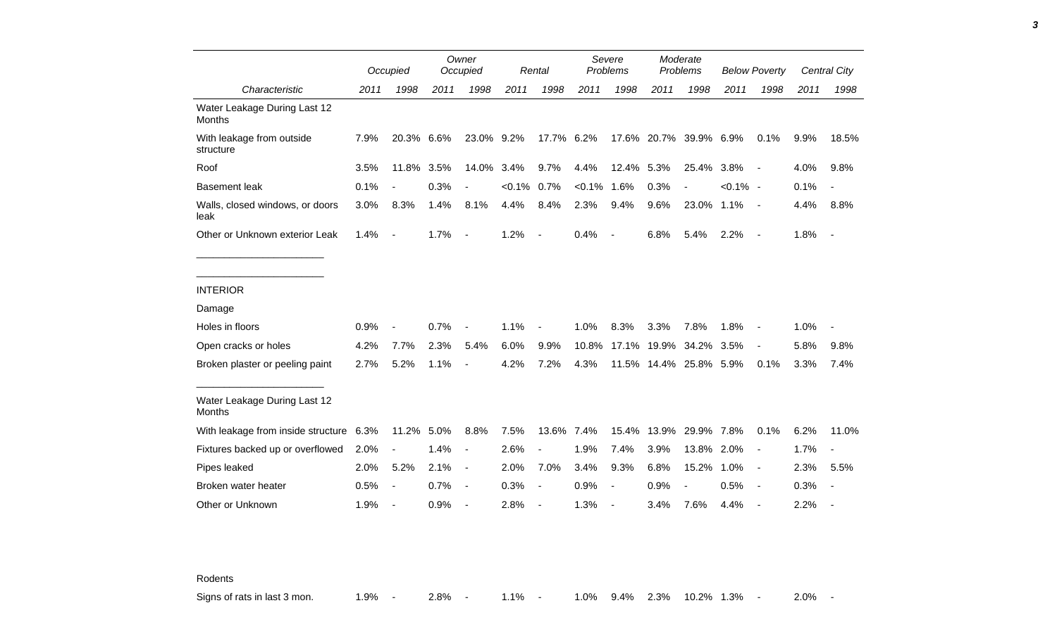| Characteristic | Occupied | | Owner Occupied | | Rental | | Severe Problems | | Moderate Problems | | Below Poverty | | Central City | |
|---|---|---|---|---|---|---|---|---|---|---|---|---|---|---|
| | 2011 | 1998 | 2011 | 1998 | 2011 | 1998 | 2011 | 1998 | 2011 | 1998 | 2011 | 1998 | 2011 | 1998 |
| Water Leakage During Last 12 Months | | | | | | | | | | | | | | |
| With leakage from outside structure | 7.9% | 20.3% | 6.6% | 23.0% | 9.2% | 17.7% | 6.2% | 17.6% | 20.7% | 39.9% | 6.9% | 0.1% | 9.9% | 18.5% |
| Roof | 3.5% | 11.8% | 3.5% | 14.0% | 3.4% | 9.7% | 4.4% | 12.4% | 5.3% | 25.4% | 3.8% | - | 4.0% | 9.8% |
| Basement leak | 0.1% | - | 0.3% | - | <0.1% | 0.7% | <0.1% | 1.6% | 0.3% | - | <0.1% | - | 0.1% | - |
| Walls, closed windows, or doors leak | 3.0% | 8.3% | 1.4% | 8.1% | 4.4% | 8.4% | 2.3% | 9.4% | 9.6% | 23.0% | 1.1% | - | 4.4% | 8.8% |
| Other or Unknown exterior Leak | 1.4% | - | 1.7% | - | 1.2% | - | 0.4% | - | 6.8% | 5.4% | 2.2% | - | 1.8% | - |
| INTERIOR | | | | | | | | | | | | | | |
| Damage | | | | | | | | | | | | | | |
| Holes in floors | 0.9% | - | 0.7% | - | 1.1% | - | 1.0% | 8.3% | 3.3% | 7.8% | 1.8% | - | 1.0% | - |
| Open cracks or holes | 4.2% | 7.7% | 2.3% | 5.4% | 6.0% | 9.9% | 10.8% | 17.1% | 19.9% | 34.2% | 3.5% | - | 5.8% | 9.8% |
| Broken plaster or peeling paint | 2.7% | 5.2% | 1.1% | - | 4.2% | 7.2% | 4.3% | 11.5% | 14.4% | 25.8% | 5.9% | 0.1% | 3.3% | 7.4% |
| Water Leakage During Last 12 Months | | | | | | | | | | | | | | |
| With leakage from inside structure | 6.3% | 11.2% | 5.0% | 8.8% | 7.5% | 13.6% | 7.4% | 15.4% | 13.9% | 29.9% | 7.8% | 0.1% | 6.2% | 11.0% |
| Fixtures backed up or overflowed | 2.0% | - | 1.4% | - | 2.6% | - | 1.9% | 7.4% | 3.9% | 13.8% | 2.0% | - | 1.7% | - |
| Pipes leaked | 2.0% | 5.2% | 2.1% | - | 2.0% | 7.0% | 3.4% | 9.3% | 6.8% | 15.2% | 1.0% | - | 2.3% | 5.5% |
| Broken water heater | 0.5% | - | 0.7% | - | 0.3% | - | 0.9% | - | 0.9% | - | 0.5% | - | 0.3% | - |
| Other or Unknown | 1.9% | - | 0.9% | - | 2.8% | - | 1.3% | - | 3.4% | 7.6% | 4.4% | - | 2.2% | - |
| Rodents | | | | | | | | | | | | | | |
| Signs of rats in last 3 mon. | 1.9% | - | 2.8% | - | 1.1% | - | 1.0% | 9.4% | 2.3% | 10.2% | 1.3% | - | 2.0% | - |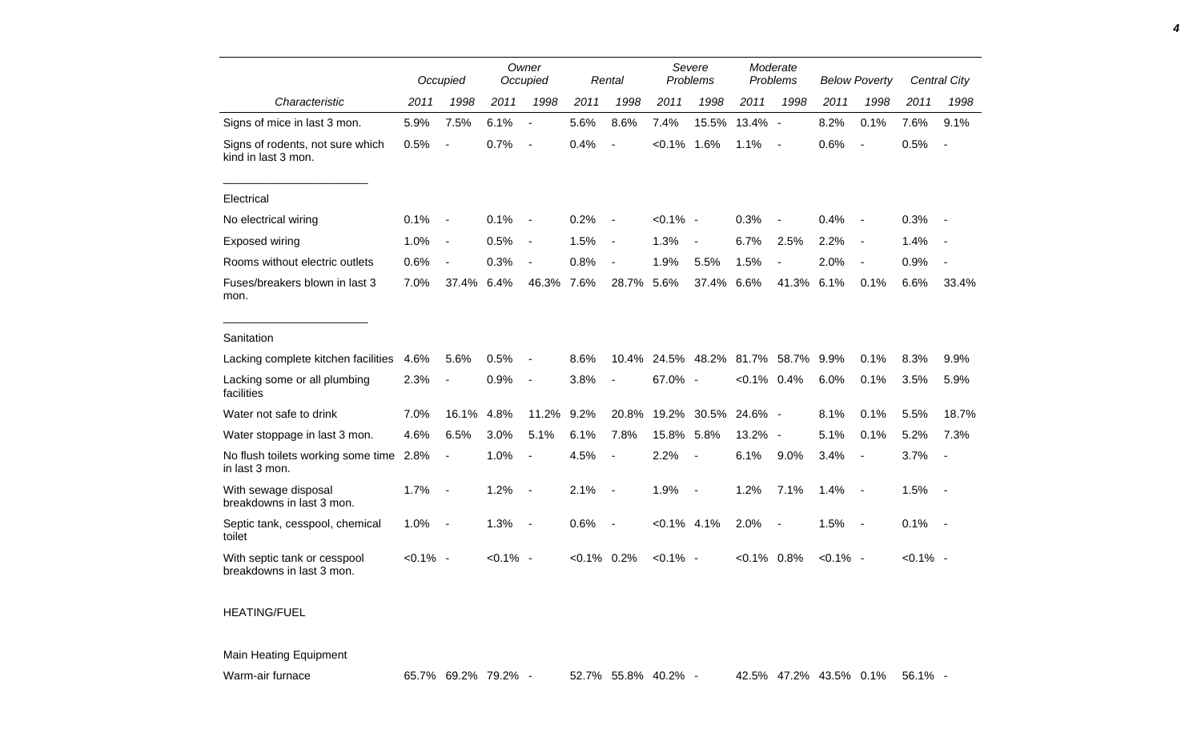| Characteristic | Occupied | | Owner Occupied | | Rental | | Severe Problems | | Moderate Problems | | Below Poverty | | Central City | |
|---|---|---|---|---|---|---|---|---|---|---|---|---|---|---|
| | 2011 | 1998 | 2011 | 1998 | 2011 | 1998 | 2011 | 1998 | 2011 | 1998 | 2011 | 1998 | 2011 | 1998 |
| Signs of mice in last 3 mon. | 5.9% | 7.5% | 6.1% | - | 5.6% | 8.6% | 7.4% | 15.5% | 13.4% | - | 8.2% | 0.1% | 7.6% | 9.1% |
| Signs of rodents, not sure which kind in last 3 mon. | 0.5% | - | 0.7% | - | 0.4% | - | <0.1% | 1.6% | 1.1% | - | 0.6% | - | 0.5% | - |
| Electrical | | | | | | | | | | | | | | |
| No electrical wiring | 0.1% | - | 0.1% | - | 0.2% | - | <0.1% | - | 0.3% | - | 0.4% | - | 0.3% | - |
| Exposed wiring | 1.0% | - | 0.5% | - | 1.5% | - | 1.3% | - | 6.7% | 2.5% | 2.2% | - | 1.4% | - |
| Rooms without electric outlets | 0.6% | - | 0.3% | - | 0.8% | - | 1.9% | 5.5% | 1.5% | - | 2.0% | - | 0.9% | - |
| Fuses/breakers blown in last 3 mon. | 7.0% | 37.4% | 6.4% | 46.3% | 7.6% | 28.7% | 5.6% | 37.4% | 6.6% | 41.3% | 6.1% | 0.1% | 6.6% | 33.4% |
| Sanitation | | | | | | | | | | | | | | |
| Lacking complete kitchen facilities | 4.6% | 5.6% | 0.5% | - | 8.6% | 10.4% | 24.5% | 48.2% | 81.7% | 58.7% | 9.9% | 0.1% | 8.3% | 9.9% |
| Lacking some or all plumbing facilities | 2.3% | - | 0.9% | - | 3.8% | - | 67.0% | - | <0.1% | 0.4% | 6.0% | 0.1% | 3.5% | 5.9% |
| Water not safe to drink | 7.0% | 16.1% | 4.8% | 11.2% | 9.2% | 20.8% | 19.2% | 30.5% | 24.6% | - | 8.1% | 0.1% | 5.5% | 18.7% |
| Water stoppage in last 3 mon. | 4.6% | 6.5% | 3.0% | 5.1% | 6.1% | 7.8% | 15.8% | 5.8% | 13.2% | - | 5.1% | 0.1% | 5.2% | 7.3% |
| No flush toilets working some time in last 3 mon. | 2.8% | - | 1.0% | - | 4.5% | - | 2.2% | - | 6.1% | 9.0% | 3.4% | - | 3.7% | - |
| With sewage disposal breakdowns in last 3 mon. | 1.7% | - | 1.2% | - | 2.1% | - | 1.9% | - | 1.2% | 7.1% | 1.4% | - | 1.5% | - |
| Septic tank, cesspool, chemical toilet | 1.0% | - | 1.3% | - | 0.6% | - | <0.1% | 4.1% | 2.0% | - | 1.5% | - | 0.1% | - |
| With septic tank or cesspool breakdowns in last 3 mon. | <0.1% | - | <0.1% | - | <0.1% | 0.2% | <0.1% | - | <0.1% | 0.8% | <0.1% | - | <0.1% | - |
| HEATING/FUEL | | | | | | | | | | | | | | |
| Main Heating Equipment | | | | | | | | | | | | | | |
| Warm-air furnace | 65.7% | 69.2% | 79.2% | - | 52.7% | 55.8% | 40.2% | - | 42.5% | 47.2% | 43.5% | 0.1% | 56.1% | - |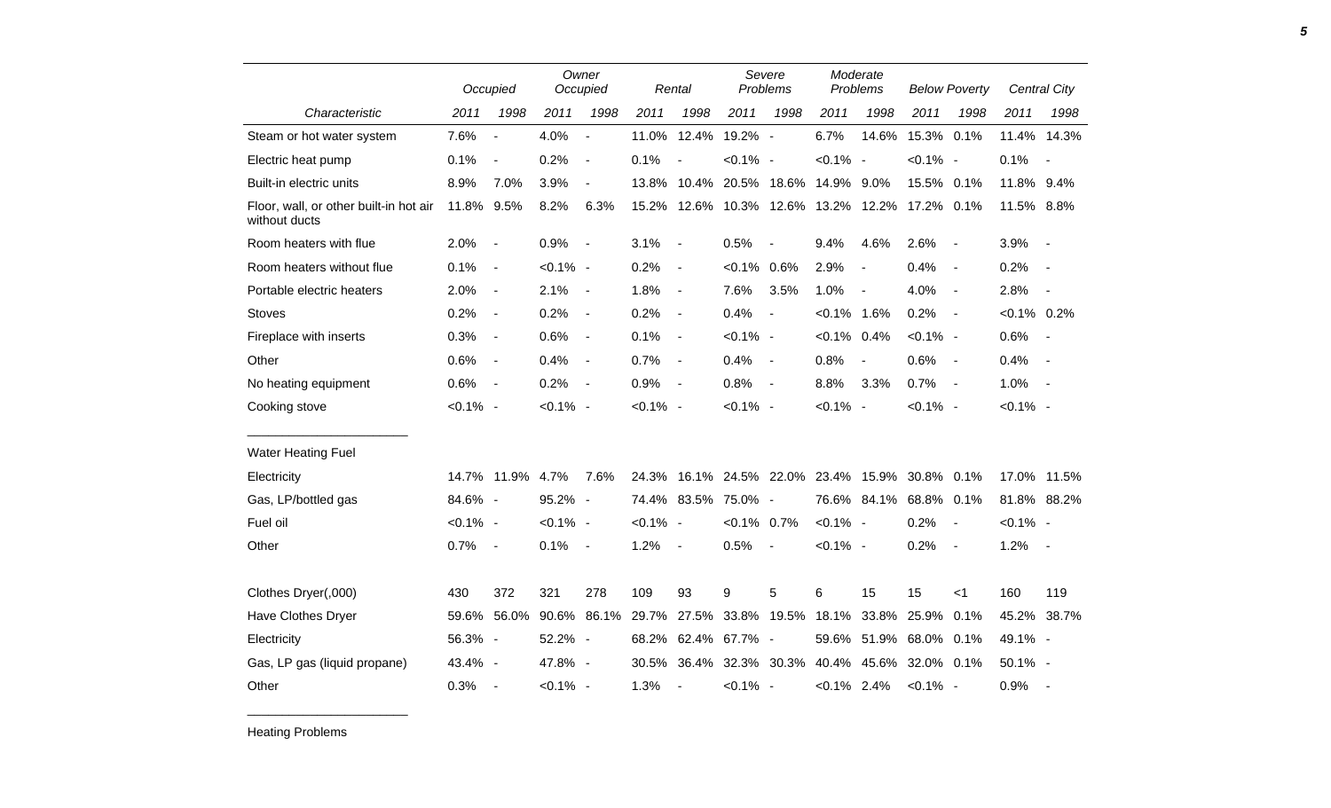| Characteristic | Occupied 2011 | Occupied 1998 | Owner Occupied 2011 | Owner Occupied 1998 | Rental 2011 | Rental 1998 | Severe Problems 2011 | Severe Problems 1998 | Moderate Problems 2011 | Moderate Problems 1998 | Below Poverty 2011 | Below Poverty 1998 | Central City 2011 | Central City 1998 |
|---|---|---|---|---|---|---|---|---|---|---|---|---|---|---|
| Steam or hot water system | 7.6% | - | 4.0% | - | 11.0% | 12.4% | 19.2% | - | 6.7% | 14.6% | 15.3% | 0.1% | 11.4% | 14.3% |
| Electric heat pump | 0.1% | - | 0.2% | - | 0.1% | - | <0.1% | - | <0.1% | - | <0.1% | - | 0.1% | - |
| Built-in electric units | 8.9% | 7.0% | 3.9% | - | 13.8% | 10.4% | 20.5% | 18.6% | 14.9% | 9.0% | 15.5% | 0.1% | 11.8% | 9.4% |
| Floor, wall, or other built-in hot air without ducts | 11.8% | 9.5% | 8.2% | 6.3% | 15.2% | 12.6% | 10.3% | 12.6% | 13.2% | 12.2% | 17.2% | 0.1% | 11.5% | 8.8% |
| Room heaters with flue | 2.0% | - | 0.9% | - | 3.1% | - | 0.5% | - | 9.4% | 4.6% | 2.6% | - | 3.9% | - |
| Room heaters without flue | 0.1% | - | <0.1% | - | 0.2% | - | <0.1% | 0.6% | 2.9% | - | 0.4% | - | 0.2% | - |
| Portable electric heaters | 2.0% | - | 2.1% | - | 1.8% | - | 7.6% | 3.5% | 1.0% | - | 4.0% | - | 2.8% | - |
| Stoves | 0.2% | - | 0.2% | - | 0.2% | - | 0.4% | - | <0.1% | 1.6% | 0.2% | - | <0.1% | 0.2% |
| Fireplace with inserts | 0.3% | - | 0.6% | - | 0.1% | - | <0.1% | - | <0.1% | 0.4% | <0.1% | - | 0.6% | - |
| Other | 0.6% | - | 0.4% | - | 0.7% | - | 0.4% | - | 0.8% | - | 0.6% | - | 0.4% | - |
| No heating equipment | 0.6% | - | 0.2% | - | 0.9% | - | 0.8% | - | 8.8% | 3.3% | 0.7% | - | 1.0% | - |
| Cooking stove | <0.1% | - | <0.1% | - | <0.1% | - | <0.1% | - | <0.1% | - | <0.1% | - | <0.1% | - |
| **Water Heating Fuel** | | | | | | | | | | | | | | |
| Electricity | 14.7% | 11.9% | 4.7% | 7.6% | 24.3% | 16.1% | 24.5% | 22.0% | 23.4% | 15.9% | 30.8% | 0.1% | 17.0% | 11.5% |
| Gas, LP/bottled gas | 84.6% | - | 95.2% | - | 74.4% | 83.5% | 75.0% | - | 76.6% | 84.1% | 68.8% | 0.1% | 81.8% | 88.2% |
| Fuel oil | <0.1% | - | <0.1% | - | <0.1% | - | <0.1% | 0.7% | <0.1% | - | 0.2% | - | <0.1% | - |
| Other | 0.7% | - | 0.1% | - | 1.2% | - | 0.5% | - | <0.1% | - | 0.2% | - | 1.2% | - |
| Clothes Dryer(,000) | 430 | 372 | 321 | 278 | 109 | 93 | 9 | 5 | 6 | 15 | 15 | <1 | 160 | 119 |
| Have Clothes Dryer | 59.6% | 56.0% | 90.6% | 86.1% | 29.7% | 27.5% | 33.8% | 19.5% | 18.1% | 33.8% | 25.9% | 0.1% | 45.2% | 38.7% |
| Electricity | 56.3% | - | 52.2% | - | 68.2% | 62.4% | 67.7% | - | 59.6% | 51.9% | 68.0% | 0.1% | 49.1% | - |
| Gas, LP gas (liquid propane) | 43.4% | - | 47.8% | - | 30.5% | 36.4% | 32.3% | 30.3% | 40.4% | 45.6% | 32.0% | 0.1% | 50.1% | - |
| Other | 0.3% | - | <0.1% | - | 1.3% | - | <0.1% | - | <0.1% | 2.4% | <0.1% | - | 0.9% | - |

Heating Problems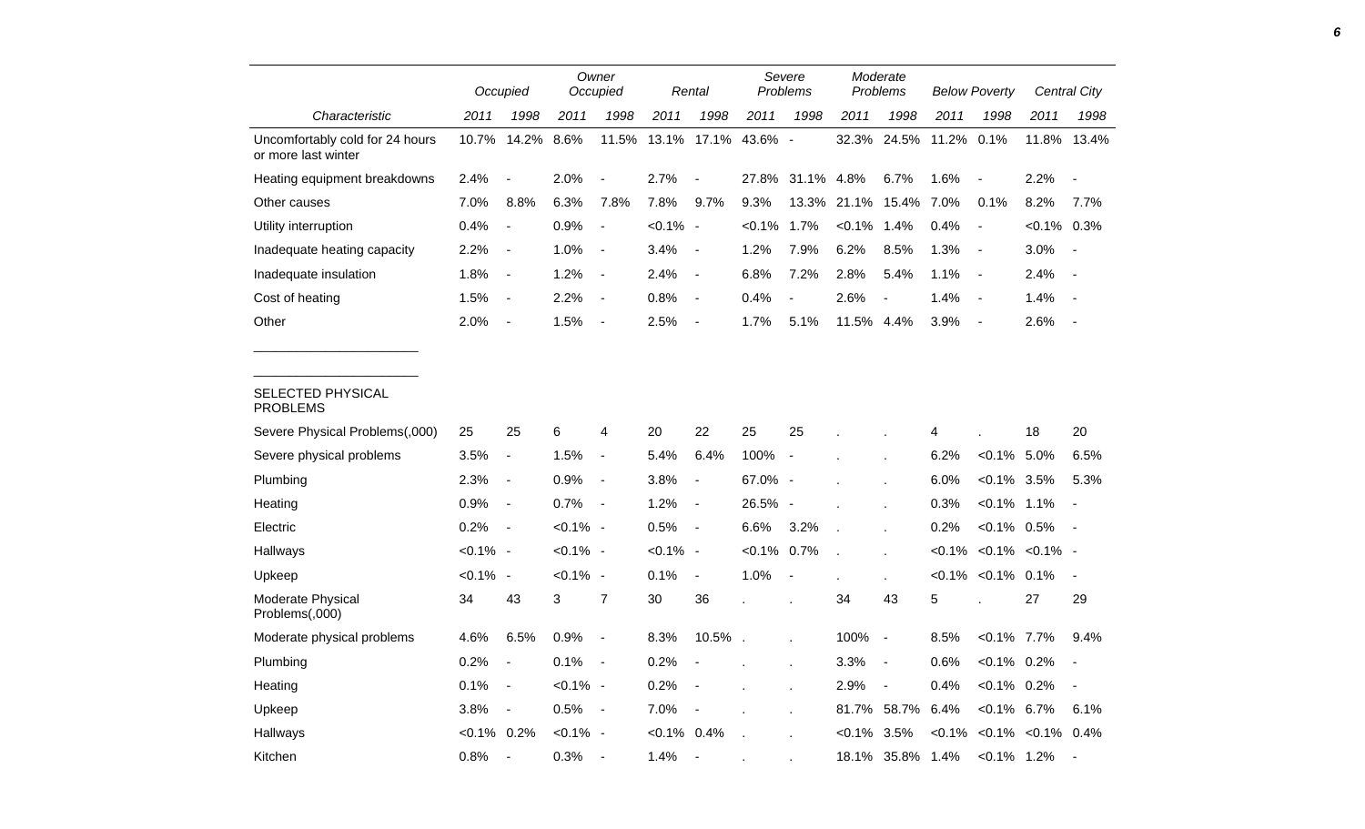| Characteristic | Occupied | | Owner Occupied | | Rental | | Severe Problems | | Moderate Problems | | Below Poverty | | Central City | |
|---|---|---|---|---|---|---|---|---|---|---|---|---|---|---|
| | 2011 | 1998 | 2011 | 1998 | 2011 | 1998 | 2011 | 1998 | 2011 | 1998 | 2011 | 1998 | 2011 | 1998 |
| Uncomfortably cold for 24 hours or more last winter | 10.7% | 14.2% | 8.6% | 11.5% | 13.1% | 17.1% | 43.6% | - | 32.3% | 24.5% | 11.2% | 0.1% | 11.8% | 13.4% |
| Heating equipment breakdowns | 2.4% | - | 2.0% | - | 2.7% | - | 27.8% | 31.1% | 4.8% | 6.7% | 1.6% | - | 2.2% | - |
| Other causes | 7.0% | 8.8% | 6.3% | 7.8% | 7.8% | 9.7% | 9.3% | 13.3% | 21.1% | 15.4% | 7.0% | 0.1% | 8.2% | 7.7% |
| Utility interruption | 0.4% | - | 0.9% | - | <0.1% | - | <0.1% | 1.7% | <0.1% | 1.4% | 0.4% | - | <0.1% | 0.3% |
| Inadequate heating capacity | 2.2% | - | 1.0% | - | 3.4% | - | 1.2% | 7.9% | 6.2% | 8.5% | 1.3% | - | 3.0% | - |
| Inadequate insulation | 1.8% | - | 1.2% | - | 2.4% | - | 6.8% | 7.2% | 2.8% | 5.4% | 1.1% | - | 2.4% | - |
| Cost of heating | 1.5% | - | 2.2% | - | 0.8% | - | 0.4% | - | 2.6% | - | 1.4% | - | 1.4% | - |
| Other | 2.0% | - | 1.5% | - | 2.5% | - | 1.7% | 5.1% | 11.5% | 4.4% | 3.9% | - | 2.6% | - |
| SELECTED PHYSICAL PROBLEMS | | | | | | | | | | | | | | |
| Severe Physical Problems(,000) | 25 | 25 | 6 | 4 | 20 | 22 | 25 | 25 | . | . | 4 | . | 18 | 20 |
| Severe physical problems | 3.5% | - | 1.5% | - | 5.4% | 6.4% | 100% | - | . | . | 6.2% | <0.1% | 5.0% | 6.5% |
| Plumbing | 2.3% | - | 0.9% | - | 3.8% | - | 67.0% | - | . | . | 6.0% | <0.1% | 3.5% | 5.3% |
| Heating | 0.9% | - | 0.7% | - | 1.2% | - | 26.5% | - | . | . | 0.3% | <0.1% | 1.1% | - |
| Electric | 0.2% | - | <0.1% | - | 0.5% | - | 6.6% | 3.2% | . | . | 0.2% | <0.1% | 0.5% | - |
| Hallways | <0.1% | - | <0.1% | - | <0.1% | - | <0.1% | 0.7% | . | . | <0.1% | <0.1% | <0.1% | - |
| Upkeep | <0.1% | - | <0.1% | - | 0.1% | - | 1.0% | - | . | . | <0.1% | <0.1% | 0.1% | - |
| Moderate Physical Problems(,000) | 34 | 43 | 3 | 7 | 30 | 36 | . | . | 34 | 43 | 5 | . | 27 | 29 |
| Moderate physical problems | 4.6% | 6.5% | 0.9% | - | 8.3% | 10.5% | . | . | 100% | - | 8.5% | <0.1% | 7.7% | 9.4% |
| Plumbing | 0.2% | - | 0.1% | - | 0.2% | - | . | . | 3.3% | - | 0.6% | <0.1% | 0.2% | - |
| Heating | 0.1% | - | <0.1% | - | 0.2% | - | . | . | 2.9% | - | 0.4% | <0.1% | 0.2% | - |
| Upkeep | 3.8% | - | 0.5% | - | 7.0% | - | . | . | 81.7% | 58.7% | 6.4% | <0.1% | 6.7% | 6.1% |
| Hallways | <0.1% | 0.2% | <0.1% | - | <0.1% | 0.4% | . | . | <0.1% | 3.5% | <0.1% | <0.1% | <0.1% | 0.4% |
| Kitchen | 0.8% | - | 0.3% | - | 1.4% | - | . | . | 18.1% | 35.8% | 1.4% | <0.1% | 1.2% | - |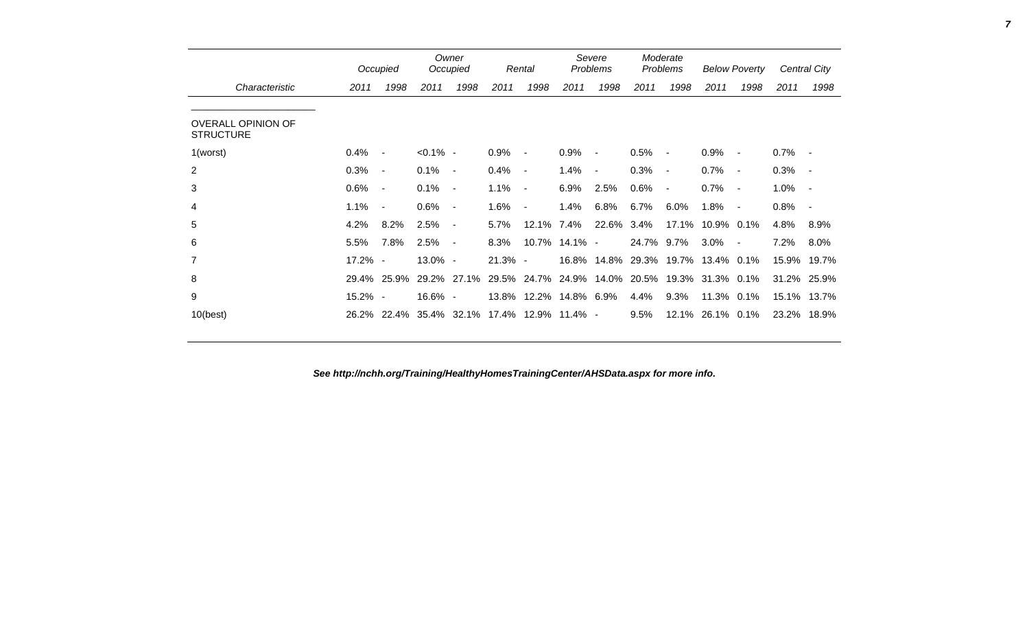| Characteristic | Occupied | | Owner Occupied | | Rental | | Severe Problems | | Moderate Problems | | Below Poverty | | Central City | |
|---|---|---|---|---|---|---|---|---|---|---|---|---|---|---|
| | 2011 | 1998 | 2011 | 1998 | 2011 | 1998 | 2011 | 1998 | 2011 | 1998 | 2011 | 1998 | 2011 | 1998 |
| OVERALL OPINION OF STRUCTURE | | | | | | | | | | | | | | |
| 1(worst) | 0.4% | - | <0.1% | - | 0.9% | - | 0.9% | - | 0.5% | - | 0.9% | - | 0.7% | - |
| 2 | 0.3% | - | 0.1% | - | 0.4% | - | 1.4% | - | 0.3% | - | 0.7% | - | 0.3% | - |
| 3 | 0.6% | - | 0.1% | - | 1.1% | - | 6.9% | 2.5% | 0.6% | - | 0.7% | - | 1.0% | - |
| 4 | 1.1% | - | 0.6% | - | 1.6% | - | 1.4% | 6.8% | 6.7% | 6.0% | 1.8% | - | 0.8% | - |
| 5 | 4.2% | 8.2% | 2.5% | - | 5.7% | 12.1% | 7.4% | 22.6% | 3.4% | 17.1% | 10.9% | 0.1% | 4.8% | 8.9% |
| 6 | 5.5% | 7.8% | 2.5% | - | 8.3% | 10.7% | 14.1% | - | 24.7% | 9.7% | 3.0% | - | 7.2% | 8.0% |
| 7 | 17.2% | - | 13.0% | - | 21.3% | - | 16.8% | 14.8% | 29.3% | 19.7% | 13.4% | 0.1% | 15.9% | 19.7% |
| 8 | 29.4% | 25.9% | 29.2% | 27.1% | 29.5% | 24.7% | 24.9% | 14.0% | 20.5% | 19.3% | 31.3% | 0.1% | 31.2% | 25.9% |
| 9 | 15.2% | - | 16.6% | - | 13.8% | 12.2% | 14.8% | 6.9% | 4.4% | 9.3% | 11.3% | 0.1% | 15.1% | 13.7% |
| 10(best) | 26.2% | 22.4% | 35.4% | 32.1% | 17.4% | 12.9% | 11.4% | - | 9.5% | 12.1% | 26.1% | 0.1% | 23.2% | 18.9% |

***See http://nchh.org/Training/HealthyHomesTrainingCenter/AHSData.aspx for more info.***